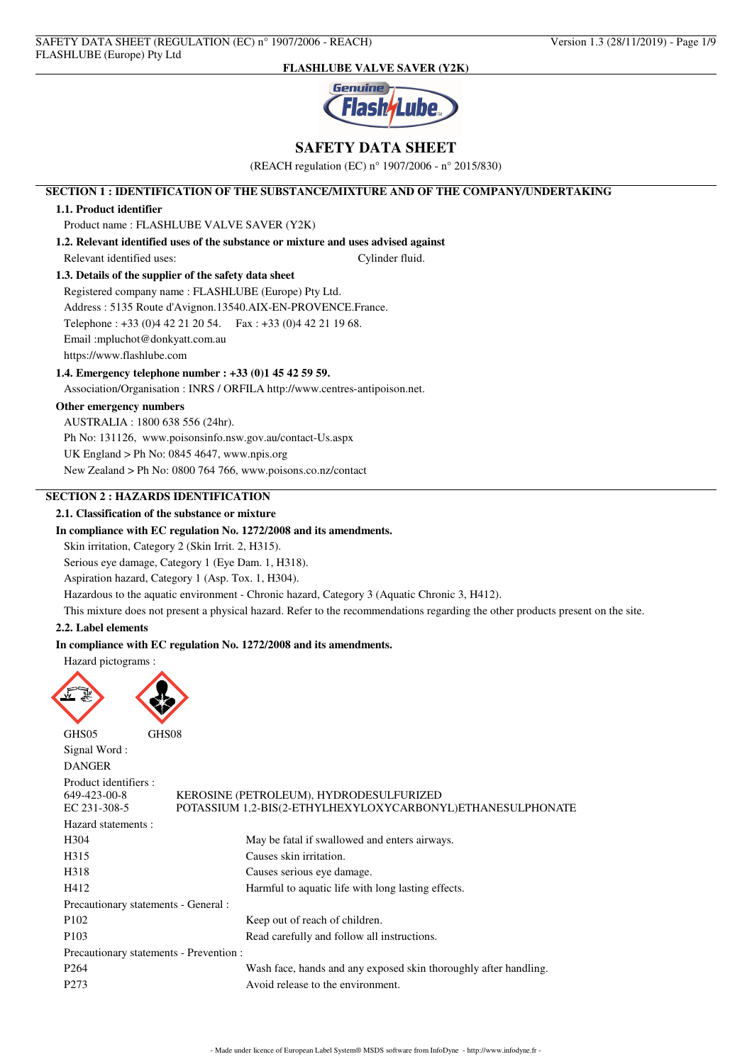# FLASHLUBE VALVE SAVER (Y2K)

## SAFETY DATA SHEET

(REACH regulation (EC) n° 1907/2006 - n° 2015/830)

## SECTION 1 : IDENTIFICATION OF THE SUBSTANCE/MIXTURE AND OF THE COMPANY/UNDERTAKING

### 1.1. Product identifier

Product name : FLASHLUBE VALVE SAVER (Y2K)

### 1.2. Relevant identified uses of the substance or mixture and uses advised against

Relevant identified uses: Cylinder fluid.

### 1.3. Details of the supplier of the safety data sheet

Registered company name : FLASHLUBE (Europe) Pty Ltd.
Address : 5135 Route d'Avignon.13540.AIX-EN-PROVENCE.France.
Telephone : +33 (0)4 42 21 20 54. Fax : +33 (0)4 42 21 19 68.
Email :mpluchot@donkyatt.com.au
https://www.flashlube.com

### 1.4. Emergency telephone number : +33 (0)1 45 42 59 59.

Association/Organisation : INRS / ORFILA http://www.centres-antipoison.net.

**Other emergency numbers**

AUSTRALIA : 1800 638 556 (24hr).
Ph No: 131126, www.poisonsinfo.nsw.gov.au/contact-Us.aspx
UK England > Ph No: 0845 4647, www.npis.org
New Zealand > Ph No: 0800 764 766, www.poisons.co.nz/contact

## SECTION 2 : HAZARDS IDENTIFICATION

### 2.1. Classification of the substance or mixture

**In compliance with EC regulation No. 1272/2008 and its amendments.**

Skin irritation, Category 2 (Skin Irrit. 2, H315).
Serious eye damage, Category 1 (Eye Dam. 1, H318).
Aspiration hazard, Category 1 (Asp. Tox. 1, H304).
Hazardous to the aquatic environment - Chronic hazard, Category 3 (Aquatic Chronic 3, H412).
This mixture does not present a physical hazard. Refer to the recommendations regarding the other products present on the site.

### 2.2. Label elements

**In compliance with EC regulation No. 1272/2008 and its amendments.**

Hazard pictograms :

GHS05 GHS08

Signal Word :

DANGER

Product identifiers :

| | |
|---|---|
| 649-423-00-8 | KEROSINE (PETROLEUM), HYDRODESULFURIZED |
| EC 231-308-5 | POTASSIUM 1,2-BIS(2-ETHYLHEXYLOXYCARBONYL)ETHANESULPHONATE |

Hazard statements :

| | |
|---|---|
| H304 | May be fatal if swallowed and enters airways. |
| H315 | Causes skin irritation. |
| H318 | Causes serious eye damage. |
| H412 | Harmful to aquatic life with long lasting effects. |

Precautionary statements - General :

| | |
|---|---|
| P102 | Keep out of reach of children. |
| P103 | Read carefully and follow all instructions. |

Precautionary statements - Prevention :

| | |
|---|---|
| P264 | Wash face, hands and any exposed skin thoroughly after handling. |
| P273 | Avoid release to the environment. |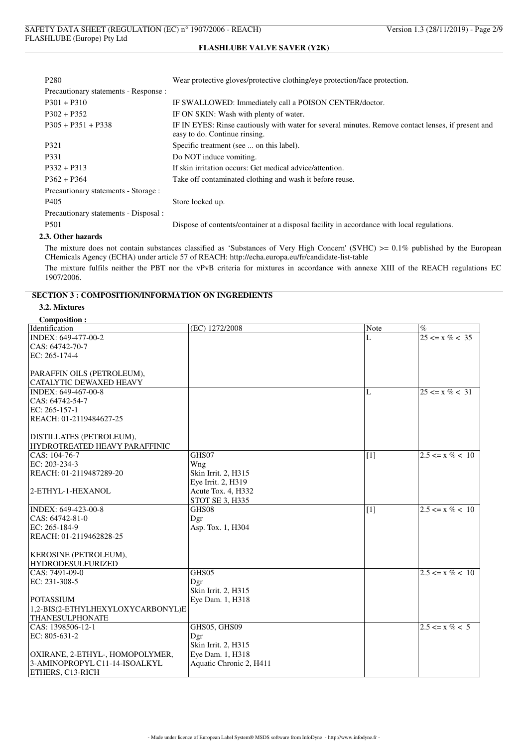| | |
|---|---|
| P280 | Wear protective gloves/protective clothing/eye protection/face protection. |
| Precautionary statements - Response : | |
| P301 + P310 | IF SWALLOWED: Immediately call a POISON CENTER/doctor. |
| P302 + P352 | IF ON SKIN: Wash with plenty of water. |
| P305 + P351 + P338 | IF IN EYES: Rinse cautiously with water for several minutes. Remove contact lenses, if present and easy to do. Continue rinsing. |
| P321 | Specific treatment (see ... on this label). |
| P331 | Do NOT induce vomiting. |
| P332 + P313 | If skin irritation occurs: Get medical advice/attention. |
| P362 + P364 | Take off contaminated clothing and wash it before reuse. |
| Precautionary statements - Storage : | |
| P405 | Store locked up. |
| Precautionary statements - Disposal : | |
| P501 | Dispose of contents/container at a disposal facility in accordance with local regulations. |

### 2.3. Other hazards

The mixture does not contain substances classified as 'Substances of Very High Concern' (SVHC) >= 0.1% published by the European CHemicals Agency (ECHA) under article 57 of REACH: http://echa.europa.eu/fr/candidate-list-table

The mixture fulfils neither the PBT nor the vPvB criteria for mixtures in accordance with annexe XIII of the REACH regulations EC 1907/2006.

## SECTION 3 : COMPOSITION/INFORMATION ON INGREDIENTS

### 3.2. Mixtures

**Composition :**

| Identification | (EC) 1272/2008 | Note | % |
|---|---|---|---|
| INDEX: 649-477-00-2<br>CAS: 64742-70-7<br>EC: 265-174-4<br><br>PARAFFIN OILS (PETROLEUM), CATALYTIC DEWAXED HEAVY | | L | 25 <= x % < 35 |
| INDEX: 649-467-00-8<br>CAS: 64742-54-7<br>EC: 265-157-1<br>REACH: 01-2119484627-25<br><br>DISTILLATES (PETROLEUM), HYDROTREATED HEAVY PARAFFINIC | | L | 25 <= x % < 31 |
| CAS: 104-76-7<br>EC: 203-234-3<br>REACH: 01-2119487289-20<br><br>2-ETHYL-1-HEXANOL | GHS07<br>Wng<br>Skin Irrit. 2, H315<br>Eye Irrit. 2, H319<br>Acute Tox. 4, H332<br>STOT SE 3, H335 | [1] | 2.5 <= x % < 10 |
| INDEX: 649-423-00-8<br>CAS: 64742-81-0<br>EC: 265-184-9<br>REACH: 01-2119462828-25<br><br>KEROSINE (PETROLEUM), HYDRODESULFURIZED | GHS08<br>Dgr<br>Asp. Tox. 1, H304 | [1] | 2.5 <= x % < 10 |
| CAS: 7491-09-0<br>EC: 231-308-5<br><br>POTASSIUM 1,2-BIS(2-ETHYLHEXYLOXYCARBONYL)ETHANESULPHONATE | GHS05<br>Dgr<br>Skin Irrit. 2, H315<br>Eye Dam. 1, H318 | | 2.5 <= x % < 10 |
| CAS: 1398506-12-1<br>EC: 805-631-2<br><br>OXIRANE, 2-ETHYL-, HOMOPOLYMER, 3-AMINOPROPYL C11-14-ISOALKYL ETHERS, C13-RICH | GHS05, GHS09<br>Dgr<br>Skin Irrit. 2, H315<br>Eye Dam. 1, H318<br>Aquatic Chronic 2, H411 | | 2.5 <= x % < 5 |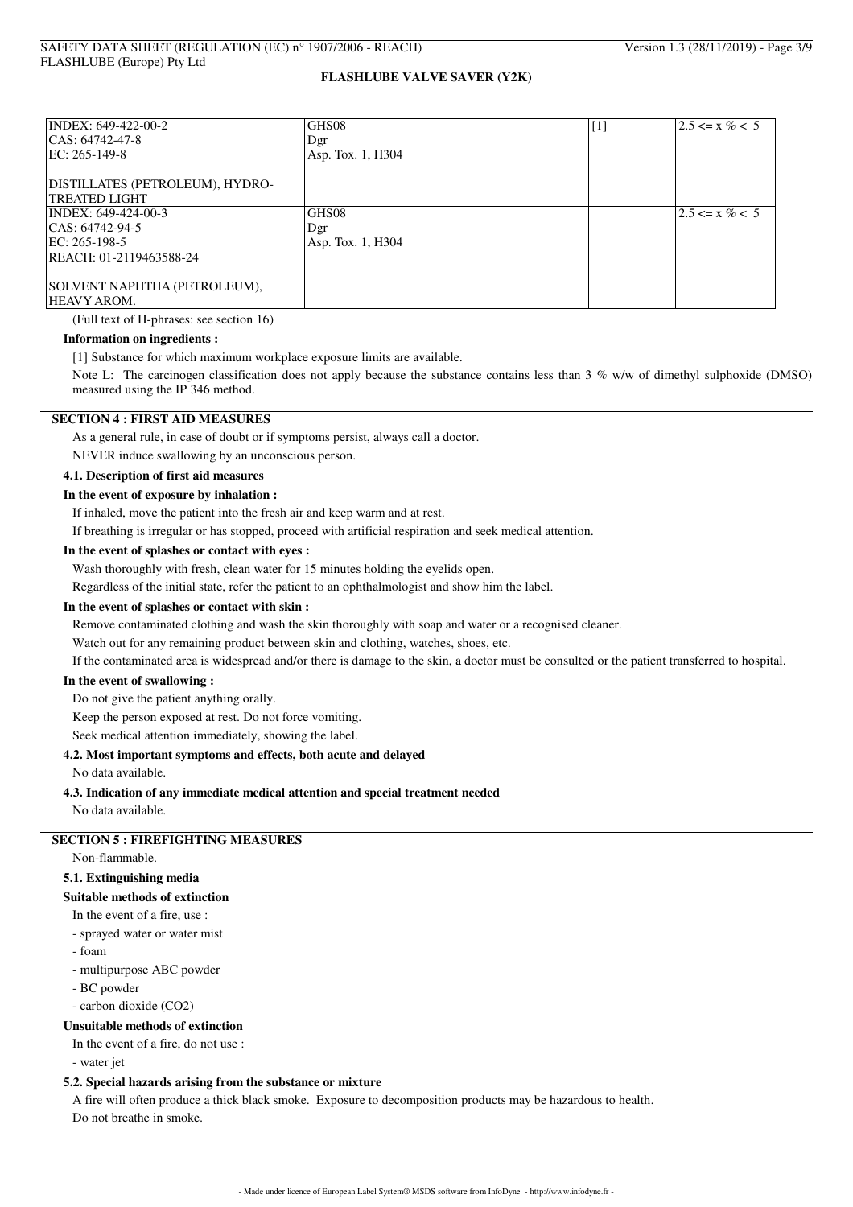| | | | |
|---|---|---|---|
| INDEX: 649-422-00-2<br>CAS: 64742-47-8<br>EC: 265-149-8<br><br>DISTILLATES (PETROLEUM), HYDRO-TREATED LIGHT | GHS08<br>Dgr<br>Asp. Tox. 1, H304 | [1] | 2.5 <= x % < 5 |
| INDEX: 649-424-00-3<br>CAS: 64742-94-5<br>EC: 265-198-5<br>REACH: 01-2119463588-24<br><br>SOLVENT NAPHTHA (PETROLEUM), HEAVY AROM. | GHS08<br>Dgr<br>Asp. Tox. 1, H304 | | 2.5 <= x % < 5 |

(Full text of H-phrases: see section 16)

**Information on ingredients :**

[1] Substance for which maximum workplace exposure limits are available.

Note L: The carcinogen classification does not apply because the substance contains less than 3 % w/w of dimethyl sulphoxide (DMSO) measured using the IP 346 method.

## SECTION 4 : FIRST AID MEASURES

As a general rule, in case of doubt or if symptoms persist, always call a doctor.

NEVER induce swallowing by an unconscious person.

### 4.1. Description of first aid measures

**In the event of exposure by inhalation :**

If inhaled, move the patient into the fresh air and keep warm and at rest.

If breathing is irregular or has stopped, proceed with artificial respiration and seek medical attention.

**In the event of splashes or contact with eyes :**

Wash thoroughly with fresh, clean water for 15 minutes holding the eyelids open.

Regardless of the initial state, refer the patient to an ophthalmologist and show him the label.

**In the event of splashes or contact with skin :**

Remove contaminated clothing and wash the skin thoroughly with soap and water or a recognised cleaner.

Watch out for any remaining product between skin and clothing, watches, shoes, etc.

If the contaminated area is widespread and/or there is damage to the skin, a doctor must be consulted or the patient transferred to hospital.

**In the event of swallowing :**

Do not give the patient anything orally.

Keep the person exposed at rest. Do not force vomiting.

Seek medical attention immediately, showing the label.

### 4.2. Most important symptoms and effects, both acute and delayed

No data available.

### 4.3. Indication of any immediate medical attention and special treatment needed

No data available.

## SECTION 5 : FIREFIGHTING MEASURES

Non-flammable.

### 5.1. Extinguishing media

**Suitable methods of extinction**

In the event of a fire, use :

- sprayed water or water mist
- foam
- multipurpose ABC powder
- BC powder
- carbon dioxide ($CO_2$)

**Unsuitable methods of extinction**

In the event of a fire, do not use :

- water jet

### 5.2. Special hazards arising from the substance or mixture

A fire will often produce a thick black smoke. Exposure to decomposition products may be hazardous to health.

Do not breathe in smoke.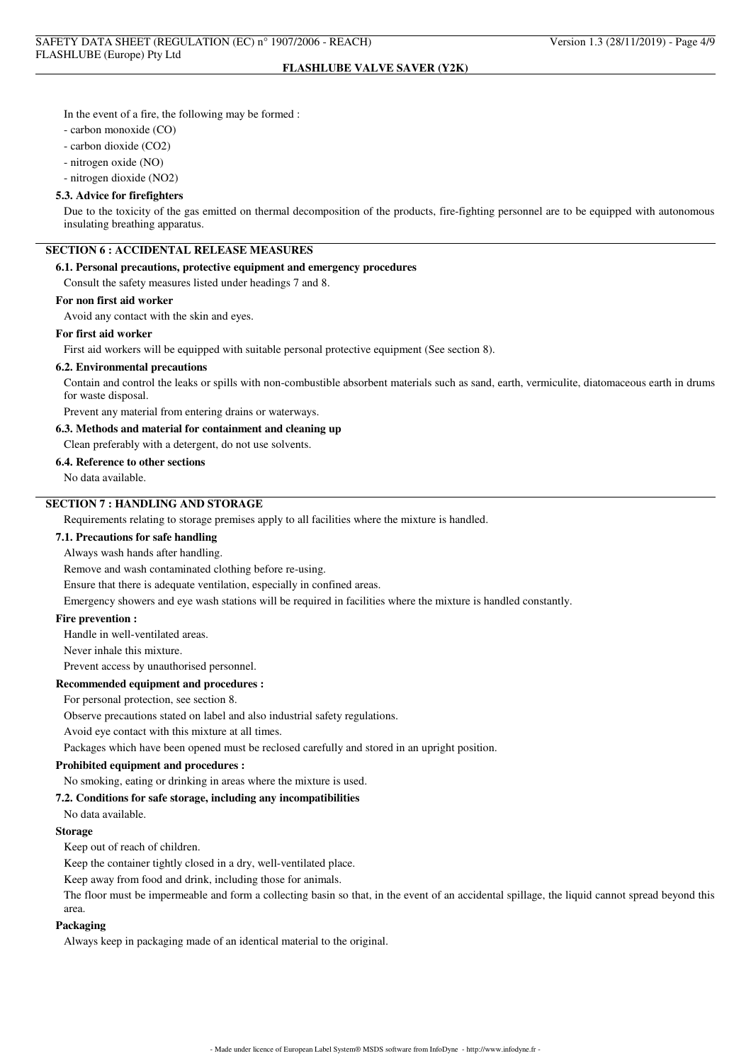In the event of a fire, the following may be formed :

- carbon monoxide (CO)
- carbon dioxide ($CO_2$)
- nitrogen oxide (NO)
- nitrogen dioxide ($NO_2$)

### 5.3. Advice for firefighters

Due to the toxicity of the gas emitted on thermal decomposition of the products, fire-fighting personnel are to be equipped with autonomous insulating breathing apparatus.

## SECTION 6 : ACCIDENTAL RELEASE MEASURES

### 6.1. Personal precautions, protective equipment and emergency procedures

Consult the safety measures listed under headings 7 and 8.

**For non first aid worker**

Avoid any contact with the skin and eyes.

**For first aid worker**

First aid workers will be equipped with suitable personal protective equipment (See section 8).

### 6.2. Environmental precautions

Contain and control the leaks or spills with non-combustible absorbent materials such as sand, earth, vermiculite, diatomaceous earth in drums for waste disposal.

Prevent any material from entering drains or waterways.

### 6.3. Methods and material for containment and cleaning up

Clean preferably with a detergent, do not use solvents.

### 6.4. Reference to other sections

No data available.

## SECTION 7 : HANDLING AND STORAGE

Requirements relating to storage premises apply to all facilities where the mixture is handled.

### 7.1. Precautions for safe handling

Always wash hands after handling.

Remove and wash contaminated clothing before re-using.

Ensure that there is adequate ventilation, especially in confined areas.

Emergency showers and eye wash stations will be required in facilities where the mixture is handled constantly.

**Fire prevention :**

Handle in well-ventilated areas.

Never inhale this mixture.

Prevent access by unauthorised personnel.

**Recommended equipment and procedures :**

For personal protection, see section 8.

Observe precautions stated on label and also industrial safety regulations.

Avoid eye contact with this mixture at all times.

Packages which have been opened must be reclosed carefully and stored in an upright position.

**Prohibited equipment and procedures :**

No smoking, eating or drinking in areas where the mixture is used.

### 7.2. Conditions for safe storage, including any incompatibilities

No data available.

**Storage**

Keep out of reach of children.

Keep the container tightly closed in a dry, well-ventilated place.

Keep away from food and drink, including those for animals.

The floor must be impermeable and form a collecting basin so that, in the event of an accidental spillage, the liquid cannot spread beyond this area.

**Packaging**

Always keep in packaging made of an identical material to the original.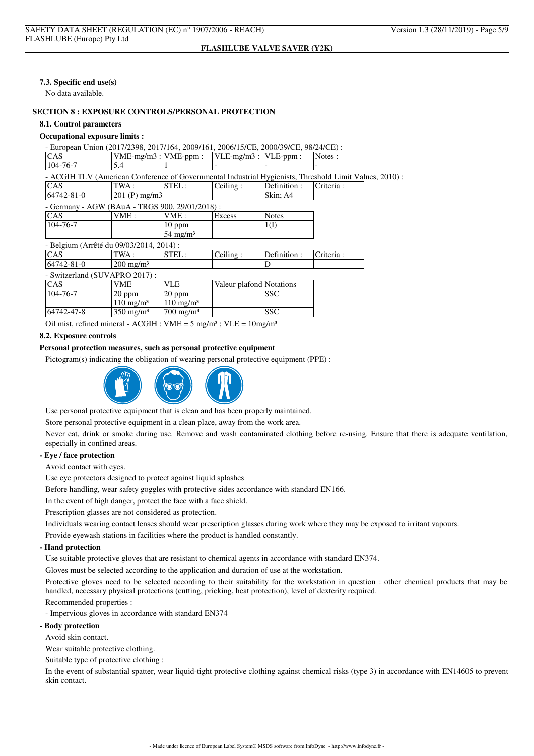#### 7.3. Specific end use(s)

No data available.

## SECTION 8 : EXPOSURE CONTROLS/PERSONAL PROTECTION

### 8.1. Control parameters

**Occupational exposure limits :**

- European Union (2017/2398, 2017/164, 2009/161, 2006/15/CE, 2000/39/CE, 98/24/CE) :

| CAS | VME-mg/m3 : | VME-ppm : | VLE-mg/m3 : | VLE-ppm : | Notes : |
|---|---|---|---|---|---|
| 104-76-7 | 5.4 | 1 | - | - | - |

- ACGIH TLV (American Conference of Governmental Industrial Hygienists, Threshold Limit Values, 2010) :

| CAS | TWA : | STEL : | Ceiling : | Definition : | Criteria : |
|---|---|---|---|---|---|
| 64742-81-0 | 201 (P) mg/m3 | | | Skin; A4 | |

- Germany - AGW (BAuA - TRGS 900, 29/01/2018) :

| CAS | VME : | VME : | Excess | Notes |
|---|---|---|---|---|
| 104-76-7 | | 10 ppm<br>54 mg/m³ | | 1(I) |

- Belgium (Arrêté du 09/03/2014, 2014) :

| CAS | TWA : | STEL : | Ceiling : | Definition : | Criteria : |
|---|---|---|---|---|---|
| 64742-81-0 | 200 mg/m³ | | | D | |

- Switzerland (SUVAPRO 2017) :

| CAS | VME | VLE | Valeur plafond | Notations |
|---|---|---|---|---|
| 104-76-7 | 20 ppm<br>110 mg/m³ | 20 ppm<br>110 mg/m³ | | SSC |
| 64742-47-8 | 350 mg/m³ | 700 mg/m³ | | SSC |

Oil mist, refined mineral - ACGIH : VME = 5 mg/m³ ; VLE = 10mg/m³

### 8.2. Exposure controls

**Personal protection measures, such as personal protective equipment**

Pictogram(s) indicating the obligation of wearing personal protective equipment (PPE) :

Use personal protective equipment that is clean and has been properly maintained.

Store personal protective equipment in a clean place, away from the work area.

Never eat, drink or smoke during use. Remove and wash contaminated clothing before re-using. Ensure that there is adequate ventilation, especially in confined areas.

**- Eye / face protection**

Avoid contact with eyes.

Use eye protectors designed to protect against liquid splashes

Before handling, wear safety goggles with protective sides accordance with standard EN166.

In the event of high danger, protect the face with a face shield.

Prescription glasses are not considered as protection.

Individuals wearing contact lenses should wear prescription glasses during work where they may be exposed to irritant vapours.

Provide eyewash stations in facilities where the product is handled constantly.

**- Hand protection**

Use suitable protective gloves that are resistant to chemical agents in accordance with standard EN374.

Gloves must be selected according to the application and duration of use at the workstation.

Protective gloves need to be selected according to their suitability for the workstation in question : other chemical products that may be handled, necessary physical protections (cutting, pricking, heat protection), level of dexterity required.

Recommended properties :

- Impervious gloves in accordance with standard EN374

**- Body protection**

Avoid skin contact.

Wear suitable protective clothing.

Suitable type of protective clothing :

In the event of substantial spatter, wear liquid-tight protective clothing against chemical risks (type 3) in accordance with EN14605 to prevent skin contact.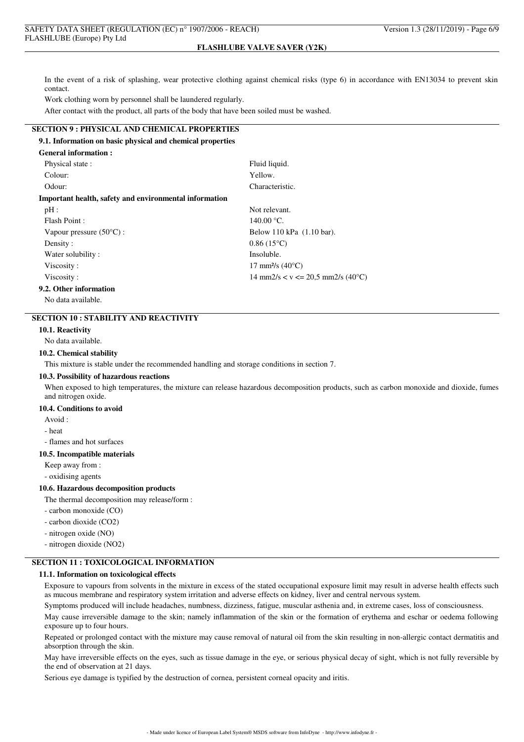In the event of a risk of splashing, wear protective clothing against chemical risks (type 6) in accordance with EN13034 to prevent skin contact.

Work clothing worn by personnel shall be laundered regularly.

After contact with the product, all parts of the body that have been soiled must be washed.

## SECTION 9 : PHYSICAL AND CHEMICAL PROPERTIES

### 9.1. Information on basic physical and chemical properties

**General information :**

| | |
|---|---|
| Physical state : | Fluid liquid. |
| Colour: | Yellow. |
| Odour: | Characteristic. |

**Important health, safety and environmental information**

| | |
|---|---|
| pH : | Not relevant. |
| Flash Point : | 140.00 °C. |
| Vapour pressure (50°C) : | Below 110 kPa (1.10 bar). |
| Density : | 0.86 (15°C) |
| Water solubility : | Insoluble. |
| Viscosity : | 17 mm²/s (40°C) |
| Viscosity : | 14 mm2/s < v <= 20,5 mm2/s (40°C) |

### 9.2. Other information

No data available.

## SECTION 10 : STABILITY AND REACTIVITY

### 10.1. Reactivity

No data available.

### 10.2. Chemical stability

This mixture is stable under the recommended handling and storage conditions in section 7.

### 10.3. Possibility of hazardous reactions

When exposed to high temperatures, the mixture can release hazardous decomposition products, such as carbon monoxide and dioxide, fumes and nitrogen oxide.

### 10.4. Conditions to avoid

Avoid :

- heat
- flames and hot surfaces

### 10.5. Incompatible materials

Keep away from :

- oxidising agents

### 10.6. Hazardous decomposition products

The thermal decomposition may release/form :

- carbon monoxide (CO)
- carbon dioxide ($CO_2$)
- nitrogen oxide (NO)
- nitrogen dioxide ($NO_2$)

## SECTION 11 : TOXICOLOGICAL INFORMATION

### 11.1. Information on toxicological effects

Exposure to vapours from solvents in the mixture in excess of the stated occupational exposure limit may result in adverse health effects such as mucous membrane and respiratory system irritation and adverse effects on kidney, liver and central nervous system.

Symptoms produced will include headaches, numbness, dizziness, fatigue, muscular asthenia and, in extreme cases, loss of consciousness.

May cause irreversible damage to the skin; namely inflammation of the skin or the formation of erythema and eschar or oedema following exposure up to four hours.

Repeated or prolonged contact with the mixture may cause removal of natural oil from the skin resulting in non-allergic contact dermatitis and absorption through the skin.

May have irreversible effects on the eyes, such as tissue damage in the eye, or serious physical decay of sight, which is not fully reversible by the end of observation at 21 days.

Serious eye damage is typified by the destruction of cornea, persistent corneal opacity and iritis.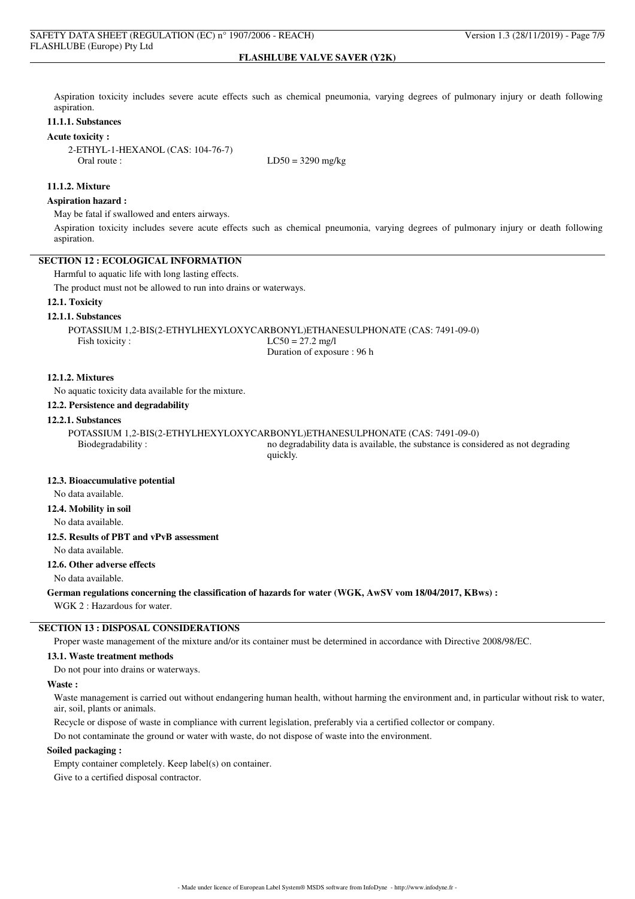Aspiration toxicity includes severe acute effects such as chemical pneumonia, varying degrees of pulmonary injury or death following aspiration.

#### 11.1.1. Substances

**Acute toxicity :**

2-ETHYL-1-HEXANOL (CAS: 104-76-7)
Oral route : LD50 = 3290 mg/kg

#### 11.1.2. Mixture

**Aspiration hazard :**

May be fatal if swallowed and enters airways.

Aspiration toxicity includes severe acute effects such as chemical pneumonia, varying degrees of pulmonary injury or death following aspiration.

## SECTION 12 : ECOLOGICAL INFORMATION

Harmful to aquatic life with long lasting effects.

The product must not be allowed to run into drains or waterways.

### 12.1. Toxicity

#### 12.1.1. Substances

POTASSIUM 1,2-BIS(2-ETHYLHEXYLOXYCARBONYL)ETHANESULPHONATE (CAS: 7491-09-0)
Fish toxicity : LC50 = 27.2 mg/l
Duration of exposure : 96 h

#### 12.1.2. Mixtures

No aquatic toxicity data available for the mixture.

### 12.2. Persistence and degradability

#### 12.2.1. Substances

POTASSIUM 1,2-BIS(2-ETHYLHEXYLOXYCARBONYL)ETHANESULPHONATE (CAS: 7491-09-0)
Biodegradability : no degradability data is available, the substance is considered as not degrading quickly.

### 12.3. Bioaccumulative potential

No data available.

### 12.4. Mobility in soil

No data available.

### 12.5. Results of PBT and vPvB assessment

No data available.

### 12.6. Other adverse effects

No data available.

**German regulations concerning the classification of hazards for water (WGK, AwSV vom 18/04/2017, KBws) :**

WGK 2 : Hazardous for water.

## SECTION 13 : DISPOSAL CONSIDERATIONS

Proper waste management of the mixture and/or its container must be determined in accordance with Directive 2008/98/EC.

### 13.1. Waste treatment methods

Do not pour into drains or waterways.

**Waste :**

Waste management is carried out without endangering human health, without harming the environment and, in particular without risk to water, air, soil, plants or animals.

Recycle or dispose of waste in compliance with current legislation, preferably via a certified collector or company.

Do not contaminate the ground or water with waste, do not dispose of waste into the environment.

**Soiled packaging :**

Empty container completely. Keep label(s) on container.

Give to a certified disposal contractor.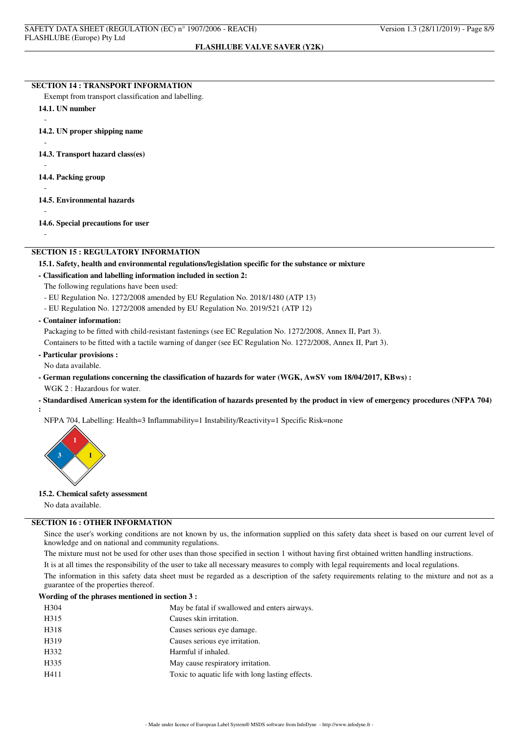## SECTION 14 : TRANSPORT INFORMATION

Exempt from transport classification and labelling.

### 14.1. UN number

-

### 14.2. UN proper shipping name

-

### 14.3. Transport hazard class(es)

-

### 14.4. Packing group

-

### 14.5. Environmental hazards

-

### 14.6. Special precautions for user

-

## SECTION 15 : REGULATORY INFORMATION

### 15.1. Safety, health and environmental regulations/legislation specific for the substance or mixture

**- Classification and labelling information included in section 2:**

The following regulations have been used:

- EU Regulation No. 1272/2008 amended by EU Regulation No. 2018/1480 (ATP 13)
- EU Regulation No. 1272/2008 amended by EU Regulation No. 2019/521 (ATP 12)

**- Container information:**

Packaging to be fitted with child-resistant fastenings (see EC Regulation No. 1272/2008, Annex II, Part 3).

Containers to be fitted with a tactile warning of danger (see EC Regulation No. 1272/2008, Annex II, Part 3).

**- Particular provisions :**

No data available.

**- German regulations concerning the classification of hazards for water (WGK, AwSV vom 18/04/2017, KBws) :**

WGK 2 : Hazardous for water.

**- Standardised American system for the identification of hazards presented by the product in view of emergency procedures (NFPA 704) :**

NFPA 704, Labelling: Health=3 Inflammability=1 Instability/Reactivity=1 Specific Risk=none

### 15.2. Chemical safety assessment

No data available.

## SECTION 16 : OTHER INFORMATION

Since the user's working conditions are not known by us, the information supplied on this safety data sheet is based on our current level of knowledge and on national and community regulations.

The mixture must not be used for other uses than those specified in section 1 without having first obtained written handling instructions.

It is at all times the responsibility of the user to take all necessary measures to comply with legal requirements and local regulations.

The information in this safety data sheet must be regarded as a description of the safety requirements relating to the mixture and not as a guarantee of the properties thereof.

**Wording of the phrases mentioned in section 3 :**

| | |
|---|---|
| H304 | May be fatal if swallowed and enters airways. |
| H315 | Causes skin irritation. |
| H318 | Causes serious eye damage. |
| H319 | Causes serious eye irritation. |
| H332 | Harmful if inhaled. |
| H335 | May cause respiratory irritation. |
| H411 | Toxic to aquatic life with long lasting effects. |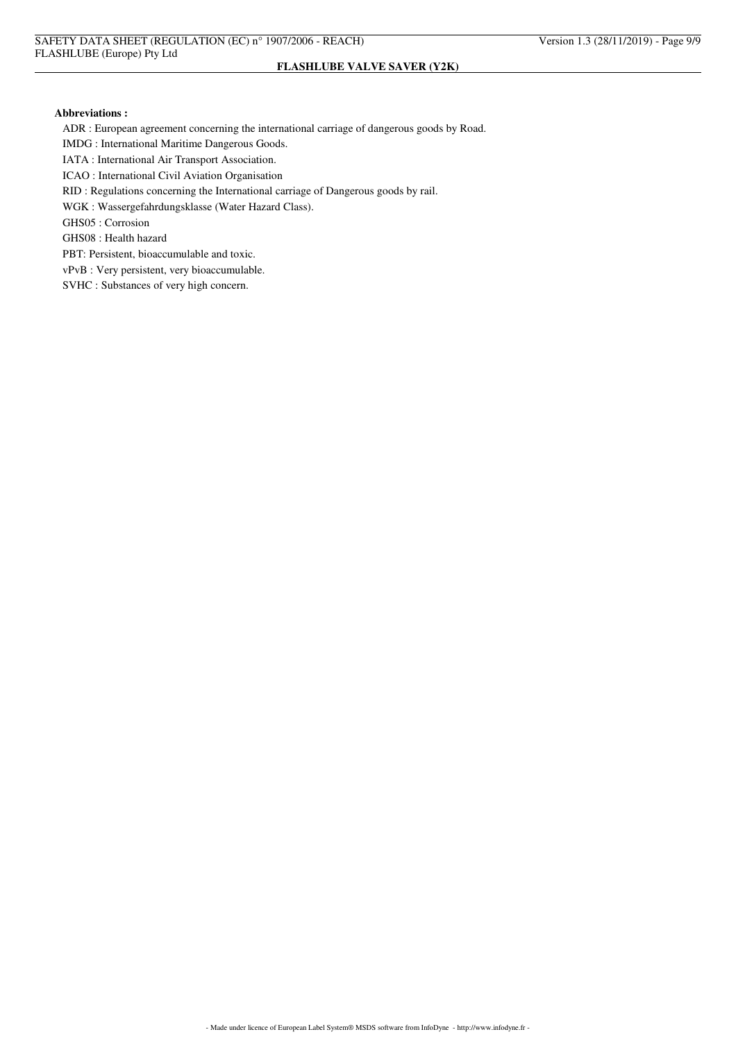**Abbreviations :**

ADR : European agreement concerning the international carriage of dangerous goods by Road.

IMDG : International Maritime Dangerous Goods.

IATA : International Air Transport Association.

ICAO : International Civil Aviation Organisation

RID : Regulations concerning the International carriage of Dangerous goods by rail.

WGK : Wassergefahrdungsklasse (Water Hazard Class).

GHS05 : Corrosion

GHS08 : Health hazard

PBT: Persistent, bioaccumulable and toxic.

vPvB : Very persistent, very bioaccumulable.

SVHC : Substances of very high concern.